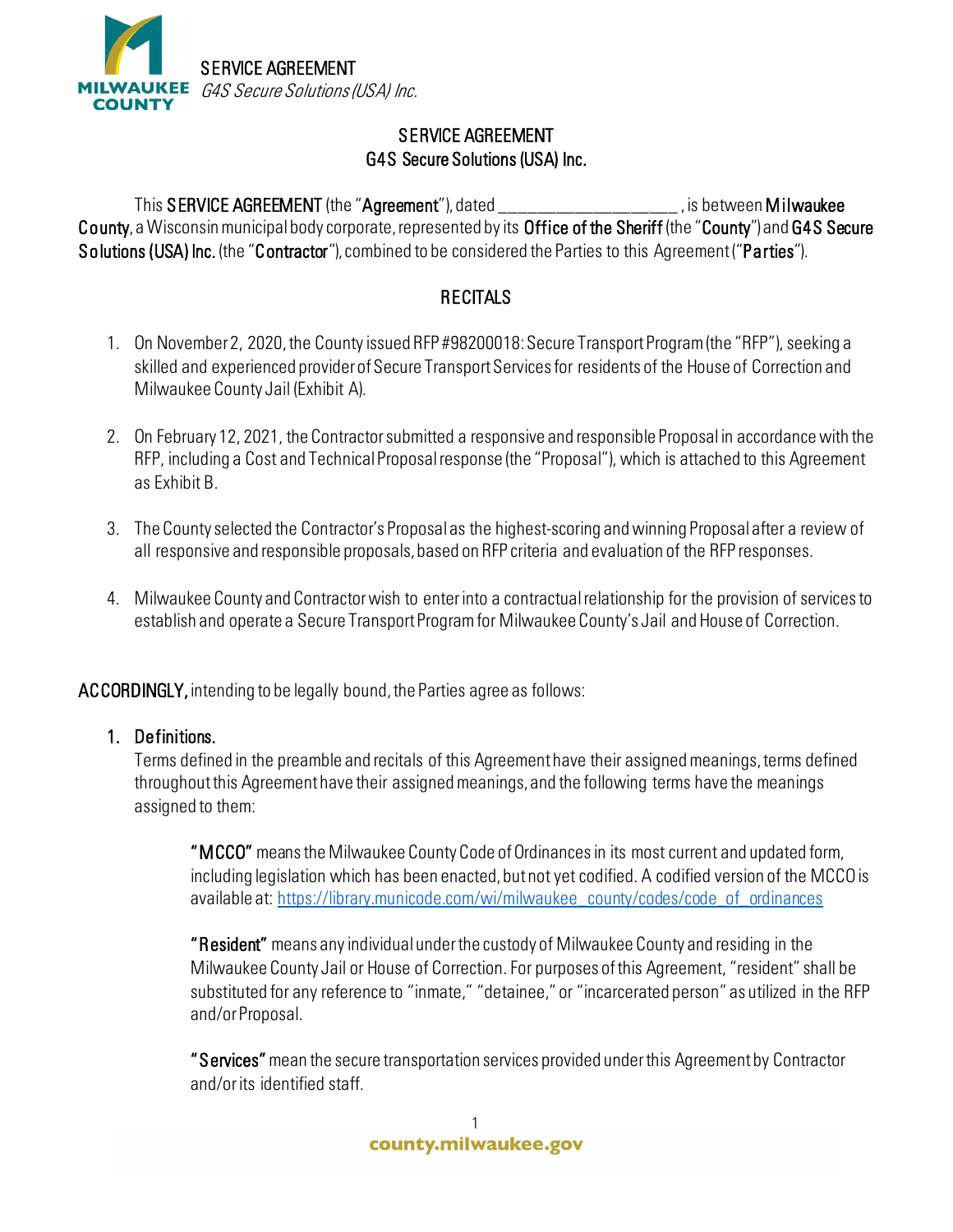# SERVICE AGREEMENT
## G4S Secure Solutions (USA) Inc.

This **SERVICE AGREEMENT** (the "**Agreement**"), dated ____________________, is between **Milwaukee County**, a Wisconsin municipal body corporate, represented by its **Office of the Sheriff** (the "**County**") and **G4S Secure Solutions (USA) Inc.** (the "**Contractor**"), combined to be considered the Parties to this Agreement ("**Parties**").

## RECITALS

1. On November 2, 2020, the County issued RFP #98200018: Secure Transport Program (the "RFP"), seeking a skilled and experienced provider of Secure Transport Services for residents of the House of Correction and Milwaukee County Jail (Exhibit A).

2. On February 12, 2021, the Contractor submitted a responsive and responsible Proposal in accordance with the RFP, including a Cost and Technical Proposal response (the "Proposal"), which is attached to this Agreement as Exhibit B.

3. The County selected the Contractor's Proposal as the highest-scoring and winning Proposal after a review of all responsive and responsible proposals, based on RFP criteria and evaluation of the RFP responses.

4. Milwaukee County and Contractor wish to enter into a contractual relationship for the provision of services to establish and operate a Secure Transport Program for Milwaukee County's Jail and House of Correction.

**ACCORDINGLY,** intending to be legally bound, the Parties agree as follows:

1. **Definitions.**
   Terms defined in the preamble and recitals of this Agreement have their assigned meanings, terms defined throughout this Agreement have their assigned meanings, and the following terms have the meanings assigned to them:

   **"MCCO"** means the Milwaukee County Code of Ordinances in its most current and updated form, including legislation which has been enacted, but not yet codified. A codified version of the MCCO is available at: https://library.municode.com/wi/milwaukee_county/codes/code_of_ordinances

   **"Resident"** means any individual under the custody of Milwaukee County and residing in the Milwaukee County Jail or House of Correction. For purposes of this Agreement, "resident" shall be substituted for any reference to "inmate," "detainee," or "incarcerated person" as utilized in the RFP and/or Proposal.

   **"Services"** mean the secure transportation services provided under this Agreement by Contractor and/or its identified staff.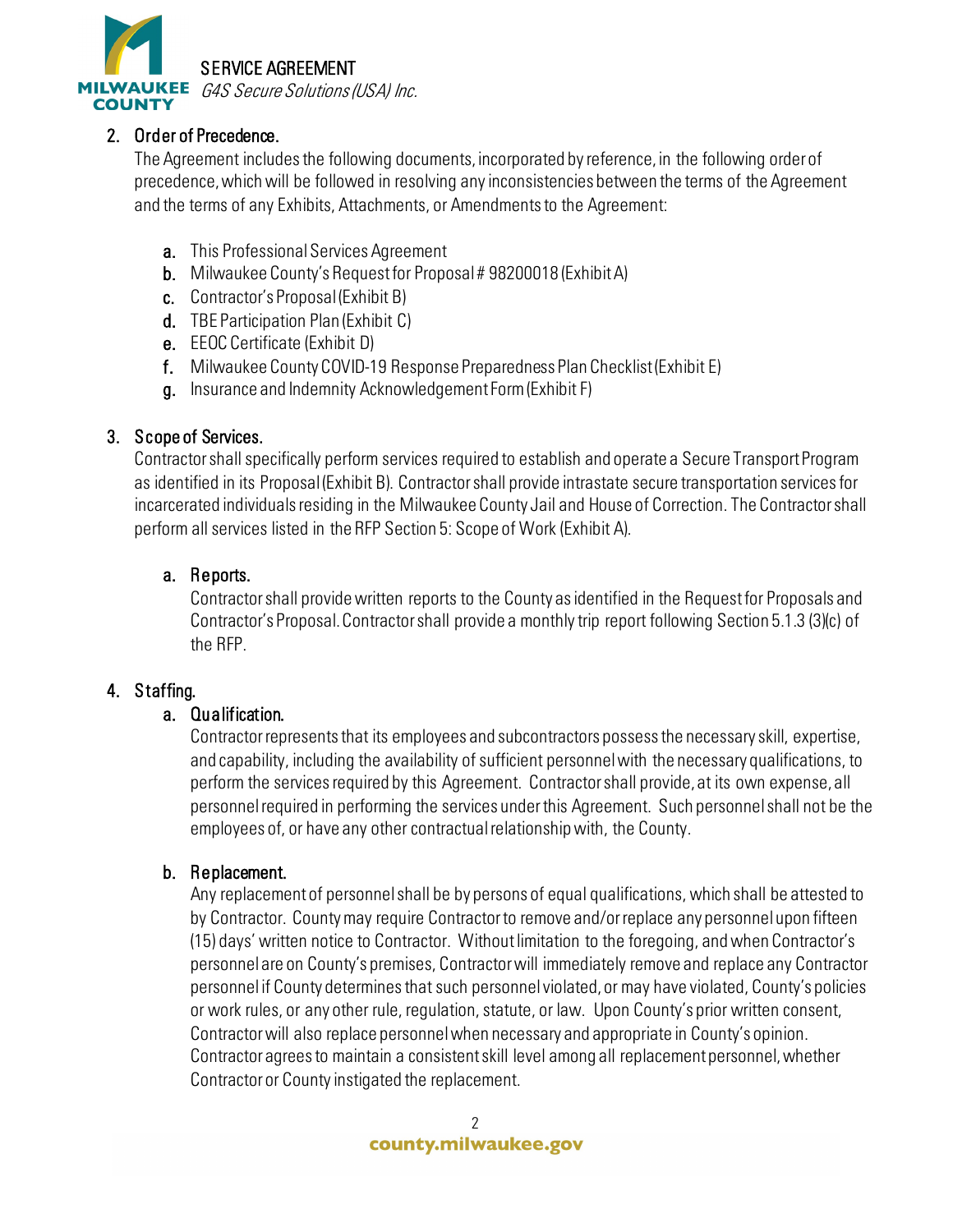2. Order of Precedence.
   The Agreement includes the following documents, incorporated by reference, in the following order of precedence, which will be followed in resolving any inconsistencies between the terms of the Agreement and the terms of any Exhibits, Attachments, or Amendments to the Agreement:

   a. This Professional Services Agreement
   b. Milwaukee County's Request for Proposal # 98200018 (Exhibit A)
   c. Contractor's Proposal (Exhibit B)
   d. TBE Participation Plan (Exhibit C)
   e. EEOC Certificate (Exhibit D)
   f. Milwaukee County COVID-19 Response Preparedness Plan Checklist (Exhibit E)
   g. Insurance and Indemnity Acknowledgement Form (Exhibit F)

3. Scope of Services.
   Contractor shall specifically perform services required to establish and operate a Secure Transport Program as identified in its Proposal (Exhibit B). Contractor shall provide intrastate secure transportation services for incarcerated individuals residing in the Milwaukee County Jail and House of Correction. The Contractor shall perform all services listed in the RFP Section 5: Scope of Work (Exhibit A).

   a. Reports.
      Contractor shall provide written reports to the County as identified in the Request for Proposals and Contractor's Proposal. Contractor shall provide a monthly trip report following Section 5.1.3 (3)(c) of the RFP.

4. Staffing.
   a. Qualification.
      Contractor represents that its employees and subcontractors possess the necessary skill, expertise, and capability, including the availability of sufficient personnel with the necessary qualifications, to perform the services required by this Agreement. Contractor shall provide, at its own expense, all personnel required in performing the services under this Agreement. Such personnel shall not be the employees of, or have any other contractual relationship with, the County.

   b. Replacement.
      Any replacement of personnel shall be by persons of equal qualifications, which shall be attested to by Contractor. County may require Contractor to remove and/or replace any personnel upon fifteen (15) days' written notice to Contractor. Without limitation to the foregoing, and when Contractor's personnel are on County's premises, Contractor will immediately remove and replace any Contractor personnel if County determines that such personnel violated, or may have violated, County's policies or work rules, or any other rule, regulation, statute, or law. Upon County's prior written consent, Contractor will also replace personnel when necessary and appropriate in County's opinion. Contractor agrees to maintain a consistent skill level among all replacement personnel, whether Contractor or County instigated the replacement.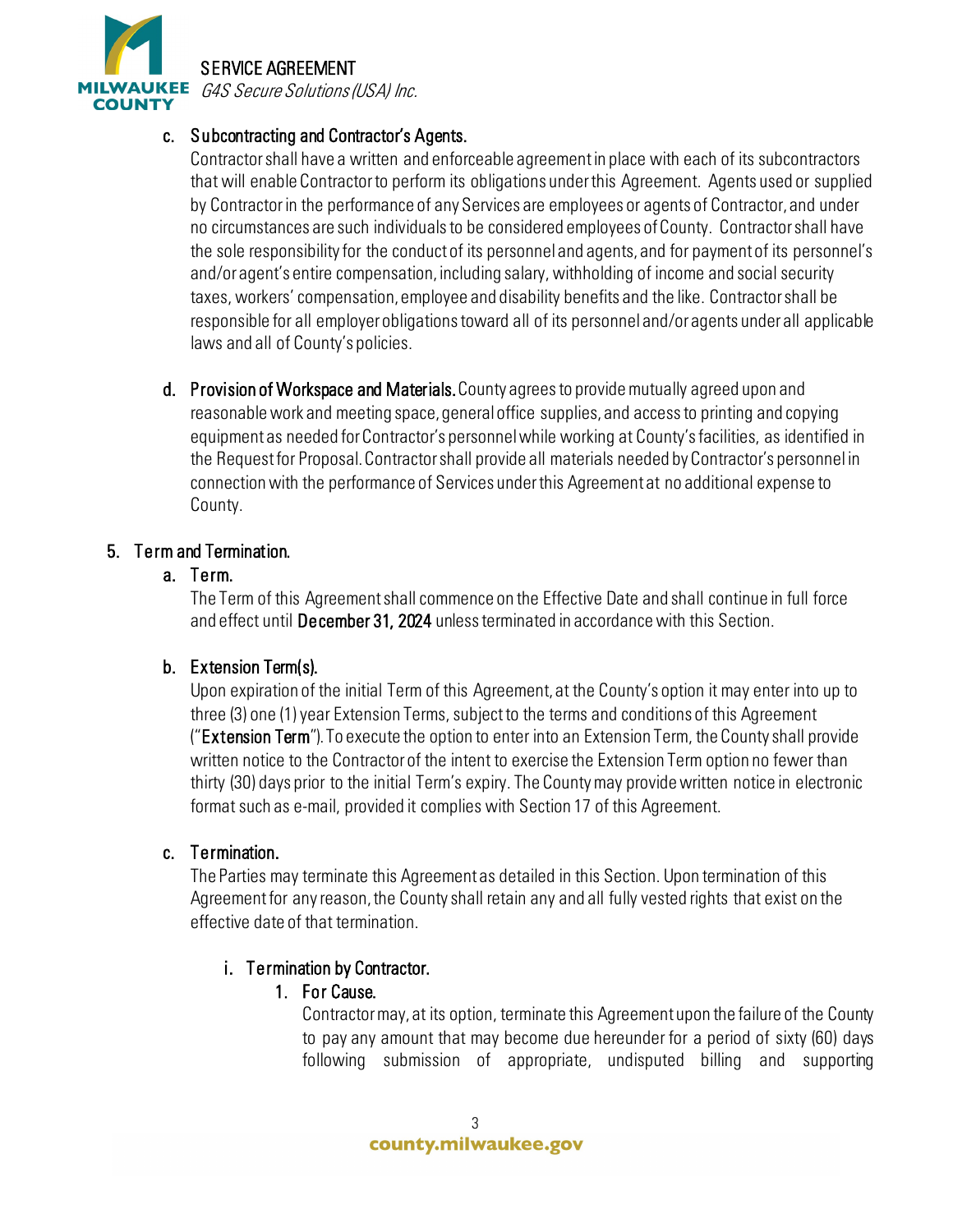c. **Subcontracting and Contractor's Agents.**
Contractor shall have a written and enforceable agreement in place with each of its subcontractors that will enable Contractor to perform its obligations under this Agreement. Agents used or supplied by Contractor in the performance of any Services are employees or agents of Contractor, and under no circumstances are such individuals to be considered employees of County. Contractor shall have the sole responsibility for the conduct of its personnel and agents, and for payment of its personnel's and/or agent's entire compensation, including salary, withholding of income and social security taxes, workers' compensation, employee and disability benefits and the like. Contractor shall be responsible for all employer obligations toward all of its personnel and/or agents under all applicable laws and all of County's policies.

d. **Provision of Workspace and Materials.** County agrees to provide mutually agreed upon and reasonable work and meeting space, general office supplies, and access to printing and copying equipment as needed for Contractor's personnel while working at County's facilities, as identified in the Request for Proposal. Contractor shall provide all materials needed by Contractor's personnel in connection with the performance of Services under this Agreement at no additional expense to County.

## 5. Term and Termination.

a. **Term.**
The Term of this Agreement shall commence on the Effective Date and shall continue in full force and effect until **December 31, 2024** unless terminated in accordance with this Section.

b. **Extension Term(s).**
Upon expiration of the initial Term of this Agreement, at the County's option it may enter into up to three (3) one (1) year Extension Terms, subject to the terms and conditions of this Agreement ("**Extension Term**"). To execute the option to enter into an Extension Term, the County shall provide written notice to the Contractor of the intent to exercise the Extension Term option no fewer than thirty (30) days prior to the initial Term's expiry. The County may provide written notice in electronic format such as e-mail, provided it complies with Section 17 of this Agreement.

c. **Termination.**
The Parties may terminate this Agreement as detailed in this Section. Upon termination of this Agreement for any reason, the County shall retain any and all fully vested rights that exist on the effective date of that termination.

i. **Termination by Contractor.**

1. **For Cause.**
Contractor may, at its option, terminate this Agreement upon the failure of the County to pay any amount that may become due hereunder for a period of sixty (60) days following submission of appropriate, undisputed billing and supporting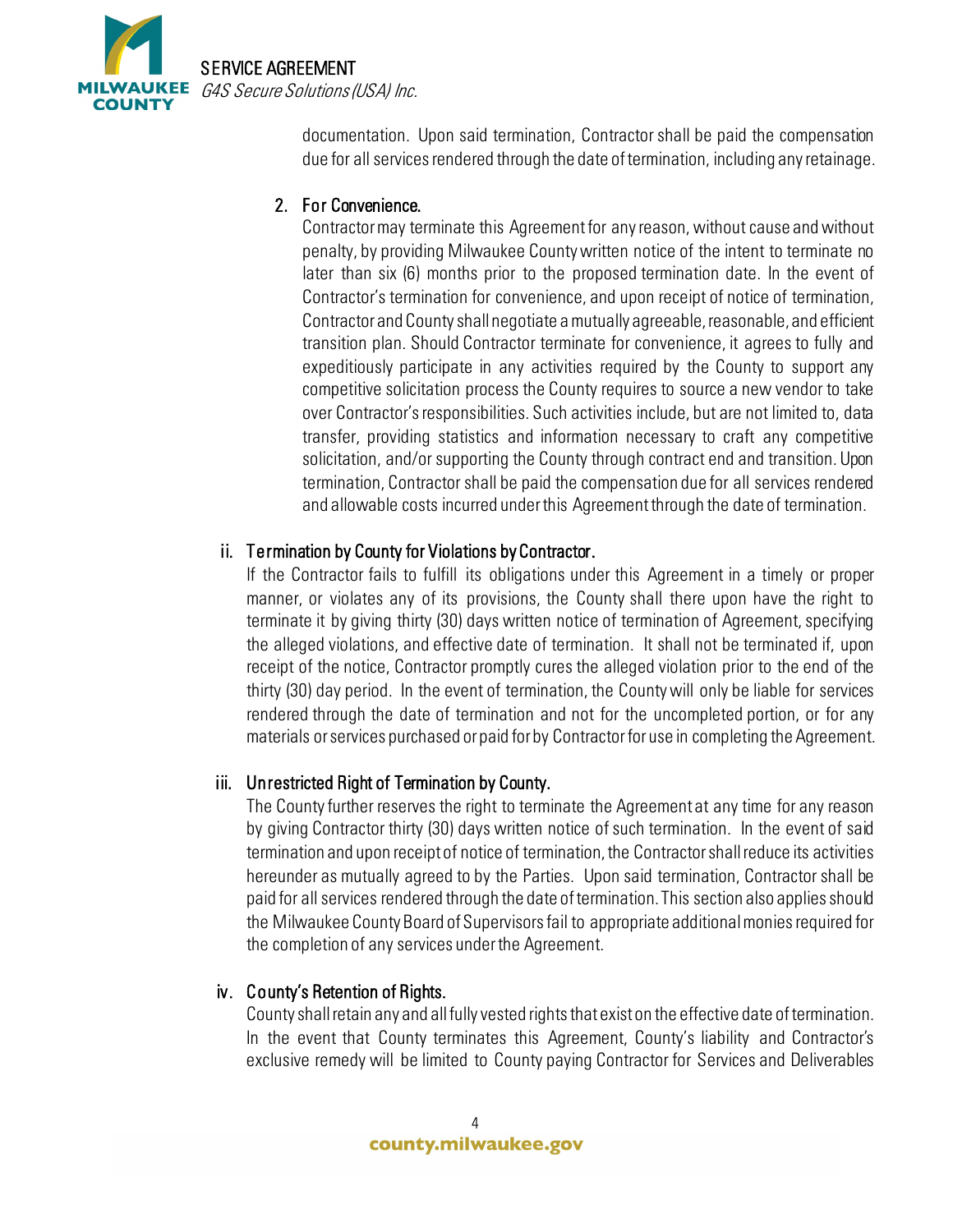documentation. Upon said termination, Contractor shall be paid the compensation due for all services rendered through the date of termination, including any retainage.

2. For Convenience.
   Contractor may terminate this Agreement for any reason, without cause and without penalty, by providing Milwaukee County written notice of the intent to terminate no later than six (6) months prior to the proposed termination date. In the event of Contractor's termination for convenience, and upon receipt of notice of termination, Contractor and County shall negotiate a mutually agreeable, reasonable, and efficient transition plan. Should Contractor terminate for convenience, it agrees to fully and expeditiously participate in any activities required by the County to support any competitive solicitation process the County requires to source a new vendor to take over Contractor's responsibilities. Such activities include, but are not limited to, data transfer, providing statistics and information necessary to craft any competitive solicitation, and/or supporting the County through contract end and transition. Upon termination, Contractor shall be paid the compensation due for all services rendered and allowable costs incurred under this Agreement through the date of termination.

ii. Termination by County for Violations by Contractor.
   If the Contractor fails to fulfill its obligations under this Agreement in a timely or proper manner, or violates any of its provisions, the County shall there upon have the right to terminate it by giving thirty (30) days written notice of termination of Agreement, specifying the alleged violations, and effective date of termination. It shall not be terminated if, upon receipt of the notice, Contractor promptly cures the alleged violation prior to the end of the thirty (30) day period. In the event of termination, the County will only be liable for services rendered through the date of termination and not for the uncompleted portion, or for any materials or services purchased or paid for by Contractor for use in completing the Agreement.

iii. Unrestricted Right of Termination by County.
   The County further reserves the right to terminate the Agreement at any time for any reason by giving Contractor thirty (30) days written notice of such termination. In the event of said termination and upon receipt of notice of termination, the Contractor shall reduce its activities hereunder as mutually agreed to by the Parties. Upon said termination, Contractor shall be paid for all services rendered through the date of termination. This section also applies should the Milwaukee County Board of Supervisors fail to appropriate additional monies required for the completion of any services under the Agreement.

iv. County's Retention of Rights.
   County shall retain any and all fully vested rights that exist on the effective date of termination. In the event that County terminates this Agreement, County's liability and Contractor's exclusive remedy will be limited to County paying Contractor for Services and Deliverables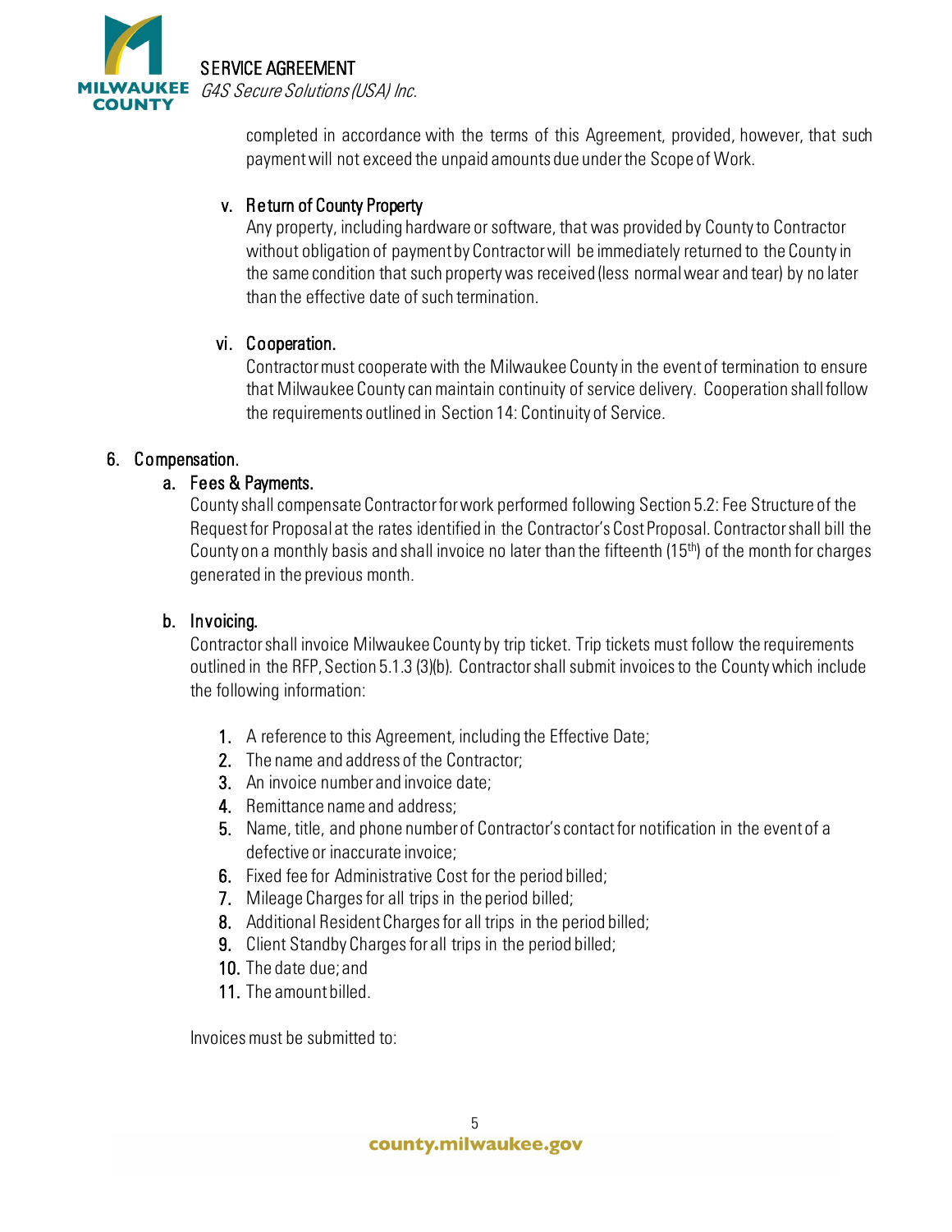completed in accordance with the terms of this Agreement, provided, however, that such payment will not exceed the unpaid amounts due under the Scope of Work.

v. Return of County Property

Any property, including hardware or software, that was provided by County to Contractor without obligation of payment by Contractor will be immediately returned to the County in the same condition that such property was received (less normal wear and tear) by no later than the effective date of such termination.

vi. Cooperation.

Contractor must cooperate with the Milwaukee County in the event of termination to ensure that Milwaukee County can maintain continuity of service delivery. Cooperation shall follow the requirements outlined in Section 14: Continuity of Service.

## 6. Compensation.

### a. Fees & Payments.

County shall compensate Contractor for work performed following Section 5.2: Fee Structure of the Request for Proposal at the rates identified in the Contractor's Cost Proposal. Contractor shall bill the County on a monthly basis and shall invoice no later than the fifteenth (15th) of the month for charges generated in the previous month.

### b. Invoicing.

Contractor shall invoice Milwaukee County by trip ticket. Trip tickets must follow the requirements outlined in the RFP, Section 5.1.3 (3)(b). Contractor shall submit invoices to the County which include the following information:

1. A reference to this Agreement, including the Effective Date;
2. The name and address of the Contractor;
3. An invoice number and invoice date;
4. Remittance name and address;
5. Name, title, and phone number of Contractor's contact for notification in the event of a defective or inaccurate invoice;
6. Fixed fee for Administrative Cost for the period billed;
7. Mileage Charges for all trips in the period billed;
8. Additional Resident Charges for all trips in the period billed;
9. Client Standby Charges for all trips in the period billed;
10. The date due; and
11. The amount billed.

Invoices must be submitted to: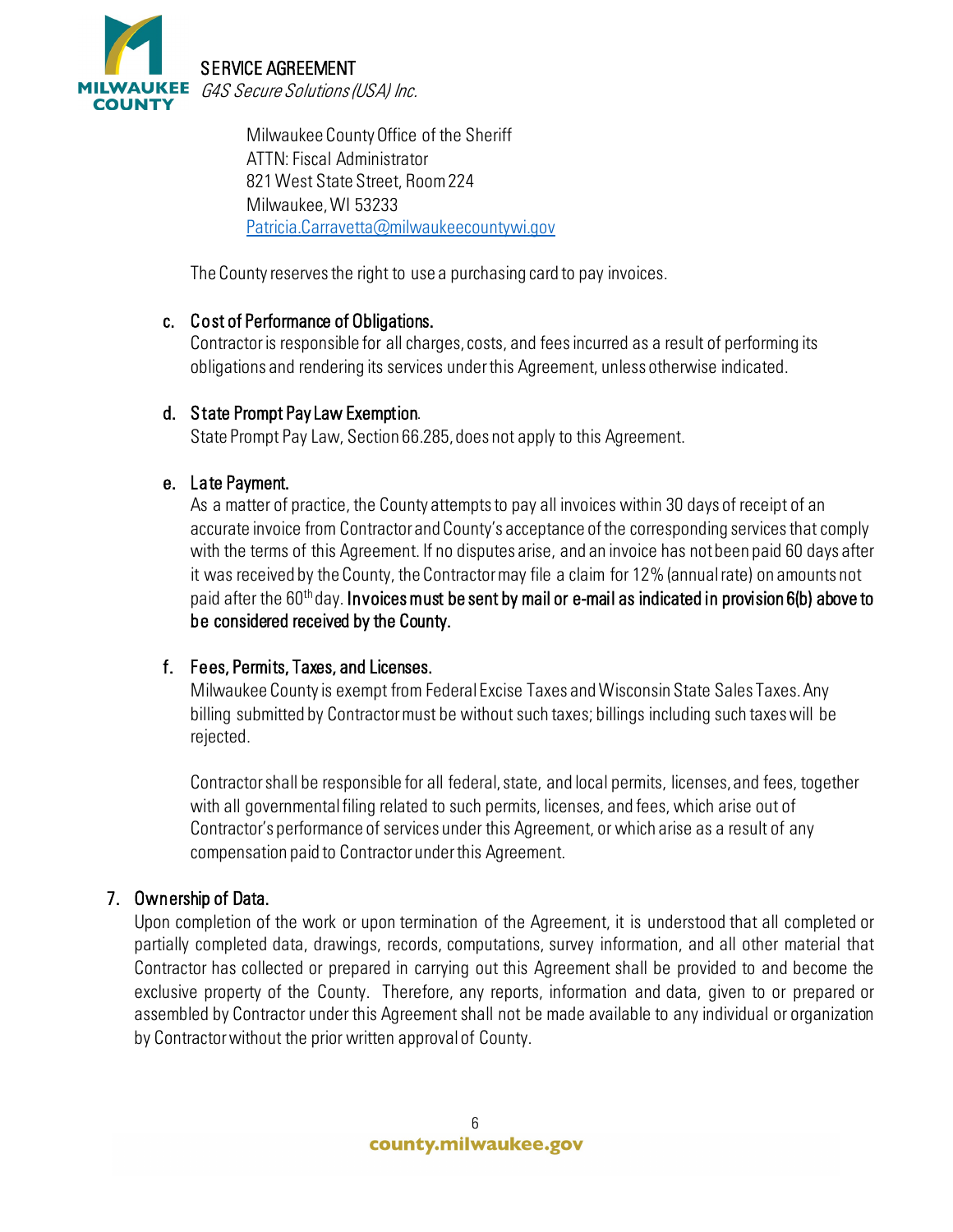Milwaukee County Office of the Sheriff
ATTN: Fiscal Administrator
821 West State Street, Room 224
Milwaukee, WI 53233
Patricia.Carravetta@milwaukeecountywi.gov

The County reserves the right to use a purchasing card to pay invoices.

c. **Cost of Performance of Obligations.**
Contractor is responsible for all charges, costs, and fees incurred as a result of performing its obligations and rendering its services under this Agreement, unless otherwise indicated.

d. **State Prompt Pay Law Exemption.**
State Prompt Pay Law, Section 66.285, does not apply to this Agreement.

e. **Late Payment.**
As a matter of practice, the County attempts to pay all invoices within 30 days of receipt of an accurate invoice from Contractor and County's acceptance of the corresponding services that comply with the terms of this Agreement. If no disputes arise, and an invoice has not been paid 60 days after it was received by the County, the Contractor may file a claim for 12% (annual rate) on amounts not paid after the 60th day. **Invoices must be sent by mail or e-mail as indicated in provision 6(b) above to be considered received by the County.**

f. **Fees, Permits, Taxes, and Licenses.**
Milwaukee County is exempt from Federal Excise Taxes and Wisconsin State Sales Taxes. Any billing submitted by Contractor must be without such taxes; billings including such taxes will be rejected.

Contractor shall be responsible for all federal, state, and local permits, licenses, and fees, together with all governmental filing related to such permits, licenses, and fees, which arise out of Contractor's performance of services under this Agreement, or which arise as a result of any compensation paid to Contractor under this Agreement.

7. **Ownership of Data.**
Upon completion of the work or upon termination of the Agreement, it is understood that all completed or partially completed data, drawings, records, computations, survey information, and all other material that Contractor has collected or prepared in carrying out this Agreement shall be provided to and become the exclusive property of the County. Therefore, any reports, information and data, given to or prepared or assembled by Contractor under this Agreement shall not be made available to any individual or organization by Contractor without the prior written approval of County.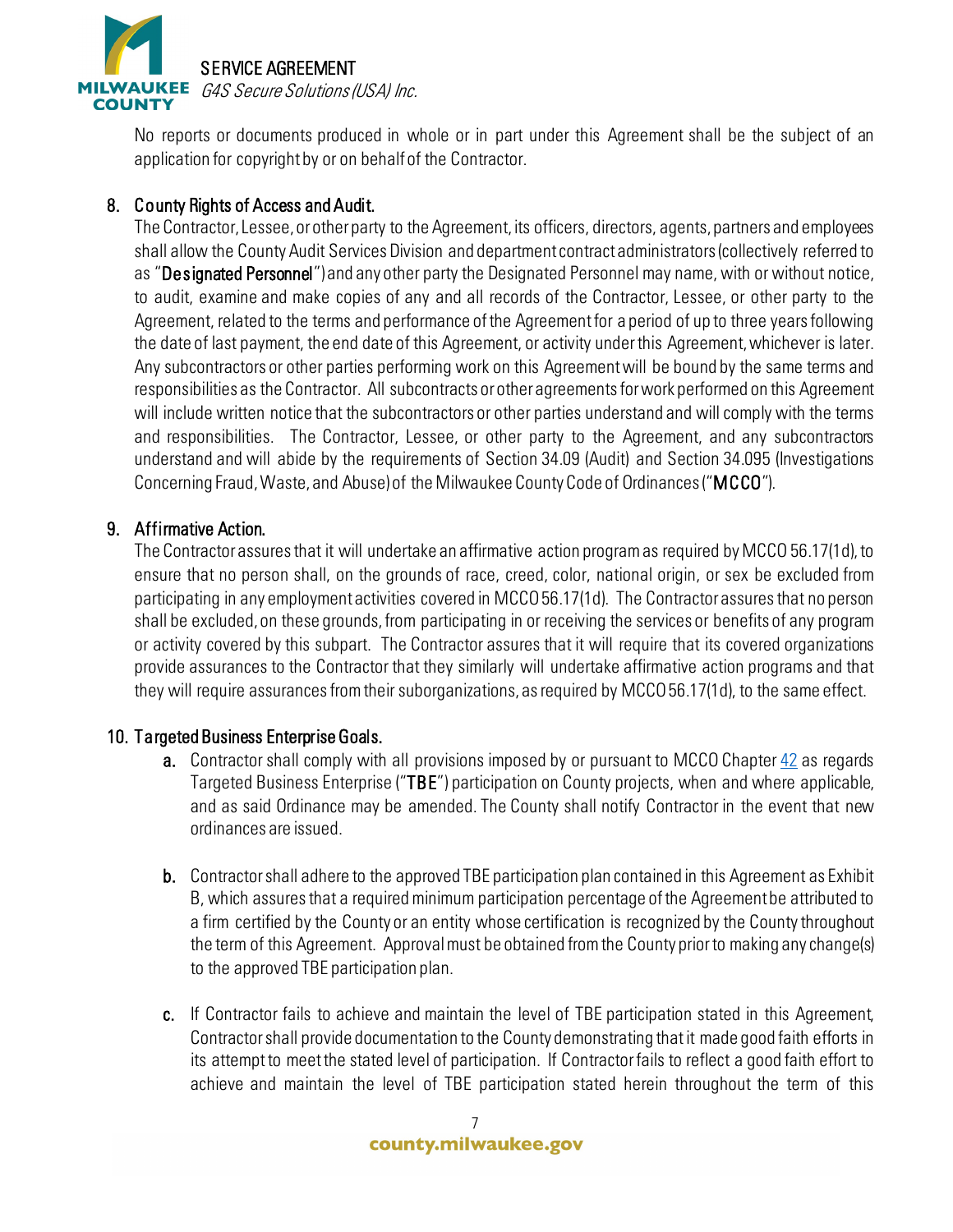No reports or documents produced in whole or in part under this Agreement shall be the subject of an application for copyright by or on behalf of the Contractor.

8. **County Rights of Access and Audit.**
   The Contractor, Lessee, or other party to the Agreement, its officers, directors, agents, partners and employees shall allow the County Audit Services Division and department contract administrators (collectively referred to as "**Designated Personnel**") and any other party the Designated Personnel may name, with or without notice, to audit, examine and make copies of any and all records of the Contractor, Lessee, or other party to the Agreement, related to the terms and performance of the Agreement for a period of up to three years following the date of last payment, the end date of this Agreement, or activity under this Agreement, whichever is later. Any subcontractors or other parties performing work on this Agreement will be bound by the same terms and responsibilities as the Contractor. All subcontracts or other agreements for work performed on this Agreement will include written notice that the subcontractors or other parties understand and will comply with the terms and responsibilities. The Contractor, Lessee, or other party to the Agreement, and any subcontractors understand and will abide by the requirements of Section 34.09 (Audit) and Section 34.095 (Investigations Concerning Fraud, Waste, and Abuse) of the Milwaukee County Code of Ordinances ("**MCCO**").

9. **Affirmative Action.**
   The Contractor assures that it will undertake an affirmative action program as required by MCCO 56.17(1d), to ensure that no person shall, on the grounds of race, creed, color, national origin, or sex be excluded from participating in any employment activities covered in MCCO 56.17(1d). The Contractor assures that no person shall be excluded, on these grounds, from participating in or receiving the services or benefits of any program or activity covered by this subpart. The Contractor assures that it will require that its covered organizations provide assurances to the Contractor that they similarly will undertake affirmative action programs and that they will require assurances from their suborganizations, as required by MCCO 56.17(1d), to the same effect.

10. **Targeted Business Enterprise Goals.**
    a. Contractor shall comply with all provisions imposed by or pursuant to MCCO Chapter 42 as regards Targeted Business Enterprise ("**TBE**") participation on County projects, when and where applicable, and as said Ordinance may be amended. The County shall notify Contractor in the event that new ordinances are issued.

    b. Contractor shall adhere to the approved TBE participation plan contained in this Agreement as Exhibit B, which assures that a required minimum participation percentage of the Agreement be attributed to a firm certified by the County or an entity whose certification is recognized by the County throughout the term of this Agreement. Approval must be obtained from the County prior to making any change(s) to the approved TBE participation plan.

    c. If Contractor fails to achieve and maintain the level of TBE participation stated in this Agreement, Contractor shall provide documentation to the County demonstrating that it made good faith efforts in its attempt to meet the stated level of participation. If Contractor fails to reflect a good faith effort to achieve and maintain the level of TBE participation stated herein throughout the term of this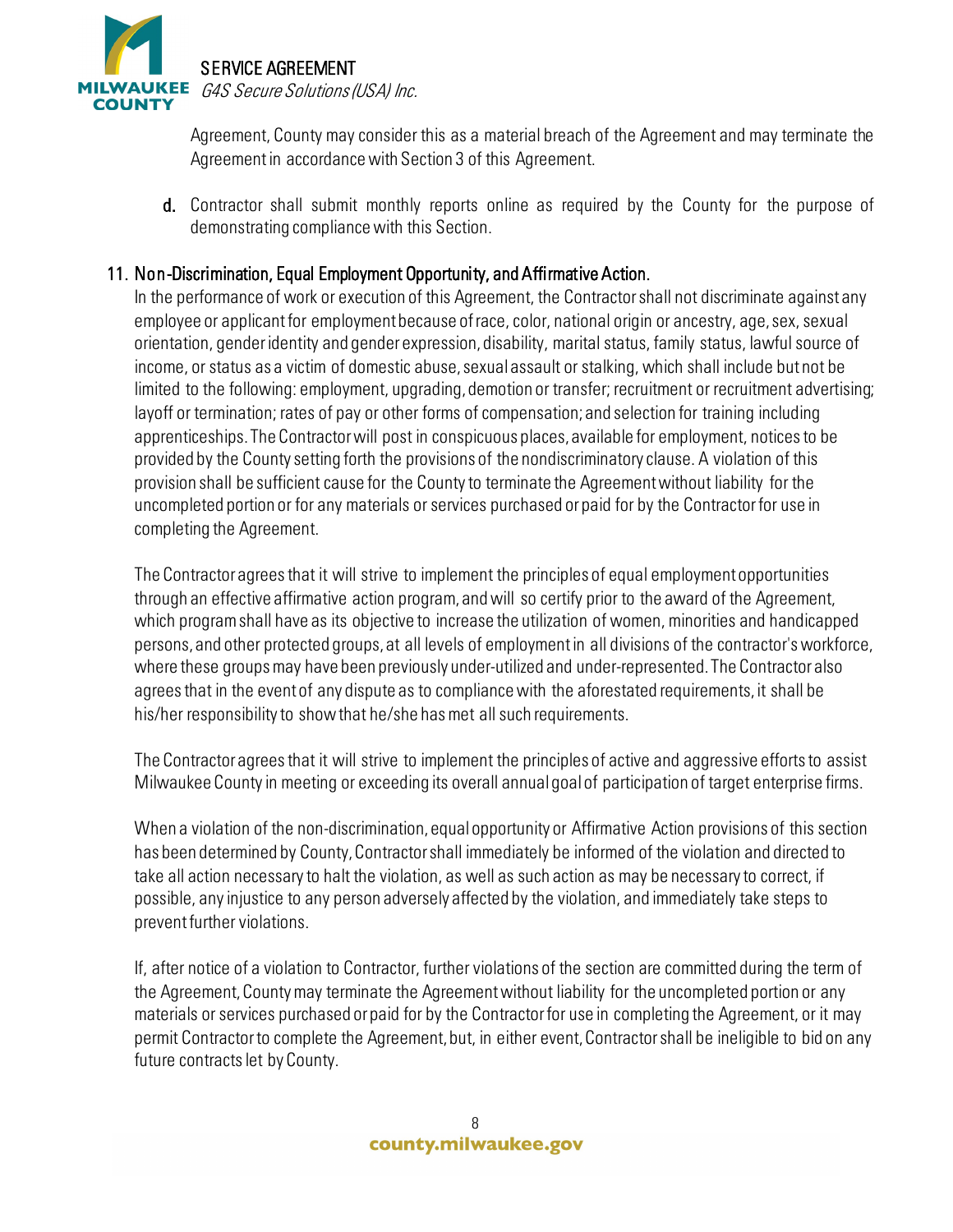Agreement, County may consider this as a material breach of the Agreement and may terminate the Agreement in accordance with Section 3 of this Agreement.

d. Contractor shall submit monthly reports online as required by the County for the purpose of demonstrating compliance with this Section.

## 11. Non-Discrimination, Equal Employment Opportunity, and Affirmative Action.

In the performance of work or execution of this Agreement, the Contractor shall not discriminate against any employee or applicant for employment because of race, color, national origin or ancestry, age, sex, sexual orientation, gender identity and gender expression, disability, marital status, family status, lawful source of income, or status as a victim of domestic abuse, sexual assault or stalking, which shall include but not be limited to the following: employment, upgrading, demotion or transfer; recruitment or recruitment advertising; layoff or termination; rates of pay or other forms of compensation; and selection for training including apprenticeships. The Contractor will post in conspicuous places, available for employment, notices to be provided by the County setting forth the provisions of the nondiscriminatory clause. A violation of this provision shall be sufficient cause for the County to terminate the Agreement without liability for the uncompleted portion or for any materials or services purchased or paid for by the Contractor for use in completing the Agreement.

The Contractor agrees that it will strive to implement the principles of equal employment opportunities through an effective affirmative action program, and will so certify prior to the award of the Agreement, which program shall have as its objective to increase the utilization of women, minorities and handicapped persons, and other protected groups, at all levels of employment in all divisions of the contractor's workforce, where these groups may have been previously under-utilized and under-represented. The Contractor also agrees that in the event of any dispute as to compliance with the aforestated requirements, it shall be his/her responsibility to show that he/she has met all such requirements.

The Contractor agrees that it will strive to implement the principles of active and aggressive efforts to assist Milwaukee County in meeting or exceeding its overall annual goal of participation of target enterprise firms.

When a violation of the non-discrimination, equal opportunity or Affirmative Action provisions of this section has been determined by County, Contractor shall immediately be informed of the violation and directed to take all action necessary to halt the violation, as well as such action as may be necessary to correct, if possible, any injustice to any person adversely affected by the violation, and immediately take steps to prevent further violations.

If, after notice of a violation to Contractor, further violations of the section are committed during the term of the Agreement, County may terminate the Agreement without liability for the uncompleted portion or any materials or services purchased or paid for by the Contractor for use in completing the Agreement, or it may permit Contractor to complete the Agreement, but, in either event, Contractor shall be ineligible to bid on any future contracts let by County.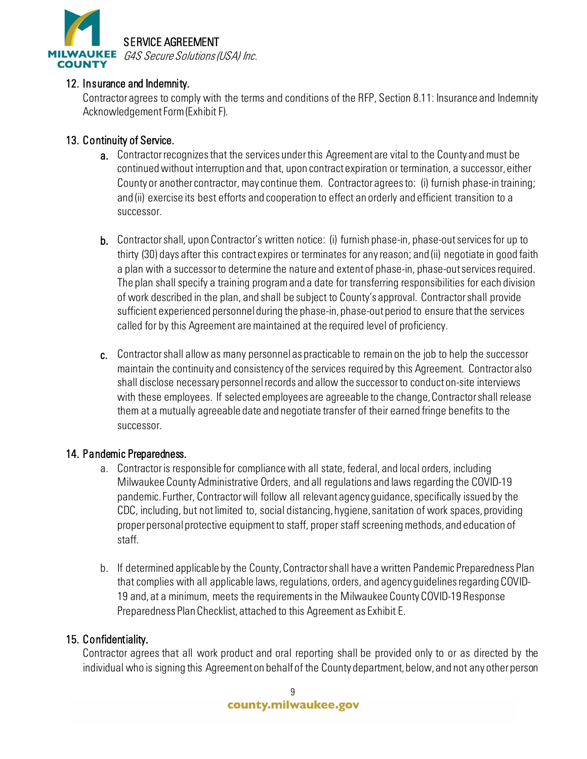12. Insurance and Indemnity.

    Contractor agrees to comply with the terms and conditions of the RFP, Section 8.11: Insurance and Indemnity Acknowledgement Form (Exhibit F).

13. Continuity of Service.

    a. Contractor recognizes that the services under this Agreement are vital to the County and must be continued without interruption and that, upon contract expiration or termination, a successor, either County or another contractor, may continue them. Contractor agrees to: (i) furnish phase-in training; and (ii) exercise its best efforts and cooperation to effect an orderly and efficient transition to a successor.

    b. Contractor shall, upon Contractor's written notice: (i) furnish phase-in, phase-out services for up to thirty (30) days after this contract expires or terminates for any reason; and (ii) negotiate in good faith a plan with a successor to determine the nature and extent of phase-in, phase-out services required. The plan shall specify a training program and a date for transferring responsibilities for each division of work described in the plan, and shall be subject to County's approval. Contractor shall provide sufficient experienced personnel during the phase-in, phase-out period to ensure that the services called for by this Agreement are maintained at the required level of proficiency.

    c. Contractor shall allow as many personnel as practicable to remain on the job to help the successor maintain the continuity and consistency of the services required by this Agreement. Contractor also shall disclose necessary personnel records and allow the successor to conduct on-site interviews with these employees. If selected employees are agreeable to the change, Contractor shall release them at a mutually agreeable date and negotiate transfer of their earned fringe benefits to the successor.

14. Pandemic Preparedness.

    a. Contractor is responsible for compliance with all state, federal, and local orders, including Milwaukee County Administrative Orders, and all regulations and laws regarding the COVID-19 pandemic. Further, Contractor will follow all relevant agency guidance, specifically issued by the CDC, including, but not limited to, social distancing, hygiene, sanitation of work spaces, providing proper personal protective equipment to staff, proper staff screening methods, and education of staff.

    b. If determined applicable by the County, Contractor shall have a written Pandemic Preparedness Plan that complies with all applicable laws, regulations, orders, and agency guidelines regarding COVID-19 and, at a minimum, meets the requirements in the Milwaukee County COVID-19 Response Preparedness Plan Checklist, attached to this Agreement as Exhibit E.

15. Confidentiality.

    Contractor agrees that all work product and oral reporting shall be provided only to or as directed by the individual who is signing this Agreement on behalf of the County department, below, and not any other person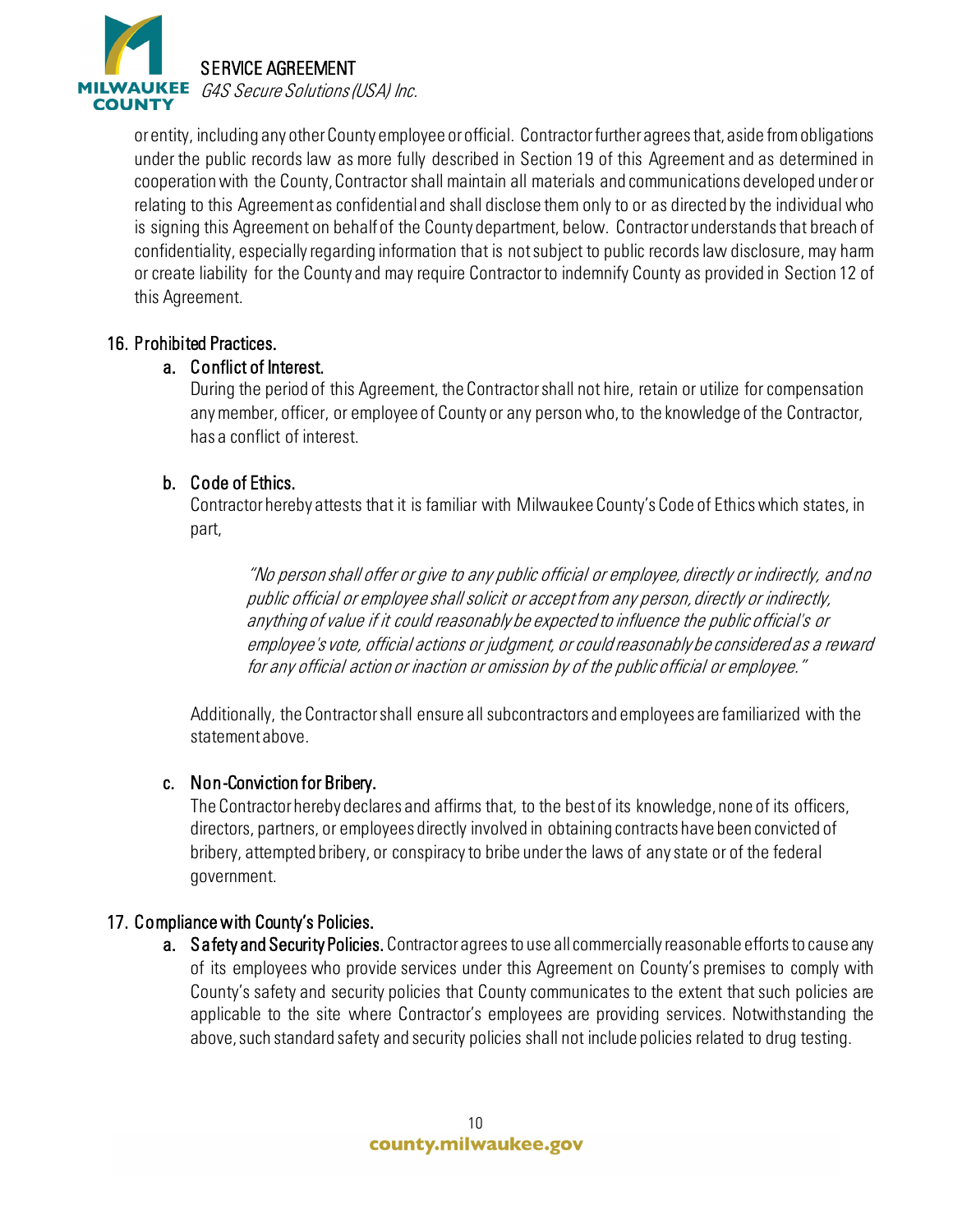or entity, including any other County employee or official. Contractor further agrees that, aside from obligations under the public records law as more fully described in Section 19 of this Agreement and as determined in cooperation with the County, Contractor shall maintain all materials and communications developed under or relating to this Agreement as confidential and shall disclose them only to or as directed by the individual who is signing this Agreement on behalf of the County department, below. Contractor understands that breach of confidentiality, especially regarding information that is not subject to public records law disclosure, may harm or create liability for the County and may require Contractor to indemnify County as provided in Section 12 of this Agreement.

## 16. Prohibited Practices.

### a. Conflict of Interest.

During the period of this Agreement, the Contractor shall not hire, retain or utilize for compensation any member, officer, or employee of County or any person who, to the knowledge of the Contractor, has a conflict of interest.

### b. Code of Ethics.

Contractor hereby attests that it is familiar with Milwaukee County's Code of Ethics which states, in part,

> *"No person shall offer or give to any public official or employee, directly or indirectly, and no public official or employee shall solicit or accept from any person, directly or indirectly, anything of value if it could reasonably be expected to influence the public official's or employee's vote, official actions or judgment, or could reasonably be considered as a reward for any official action or inaction or omission by of the public official or employee."*

Additionally, the Contractor shall ensure all subcontractors and employees are familiarized with the statement above.

### c. Non-Conviction for Bribery.

The Contractor hereby declares and affirms that, to the best of its knowledge, none of its officers, directors, partners, or employees directly involved in obtaining contracts have been convicted of bribery, attempted bribery, or conspiracy to bribe under the laws of any state or of the federal government.

## 17. Compliance with County's Policies.

a. **Safety and Security Policies.** Contractor agrees to use all commercially reasonable efforts to cause any of its employees who provide services under this Agreement on County's premises to comply with County's safety and security policies that County communicates to the extent that such policies are applicable to the site where Contractor's employees are providing services. Notwithstanding the above, such standard safety and security policies shall not include policies related to drug testing.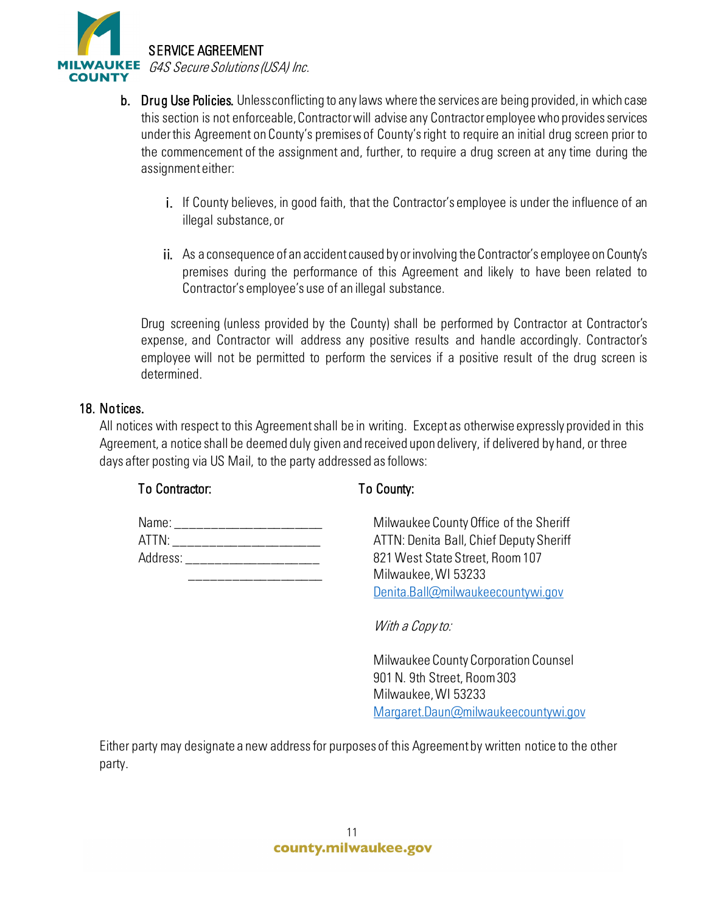b. **Drug Use Policies.** Unless conflicting to any laws where the services are being provided, in which case this section is not enforceable, Contractor will advise any Contractor employee who provides services under this Agreement on County's premises of County's right to require an initial drug screen prior to the commencement of the assignment and, further, to require a drug screen at any time during the assignment either:

   i. If County believes, in good faith, that the Contractor's employee is under the influence of an illegal substance, or

   ii. As a consequence of an accident caused by or involving the Contractor's employee on County's premises during the performance of this Agreement and likely to have been related to Contractor's employee's use of an illegal substance.

   Drug screening (unless provided by the County) shall be performed by Contractor at Contractor's expense, and Contractor will address any positive results and handle accordingly. Contractor's employee will not be permitted to perform the services if a positive result of the drug screen is determined.

## 18. Notices.

All notices with respect to this Agreement shall be in writing. Except as otherwise expressly provided in this Agreement, a notice shall be deemed duly given and received upon delivery, if delivered by hand, or three days after posting via US Mail, to the party addressed as follows:

**To Contractor:**

Name: ____________________
ATTN: ____________________
Address: __________________
__________________

**To County:**

Milwaukee County Office of the Sheriff
ATTN: Denita Ball, Chief Deputy Sheriff
821 West State Street, Room 107
Milwaukee, WI 53233
Denita.Ball@milwaukeecountywi.gov

*With a Copy to:*

Milwaukee County Corporation Counsel
901 N. 9th Street, Room 303
Milwaukee, WI 53233
Margaret.Daun@milwaukeecountywi.gov

Either party may designate a new address for purposes of this Agreement by written notice to the other party.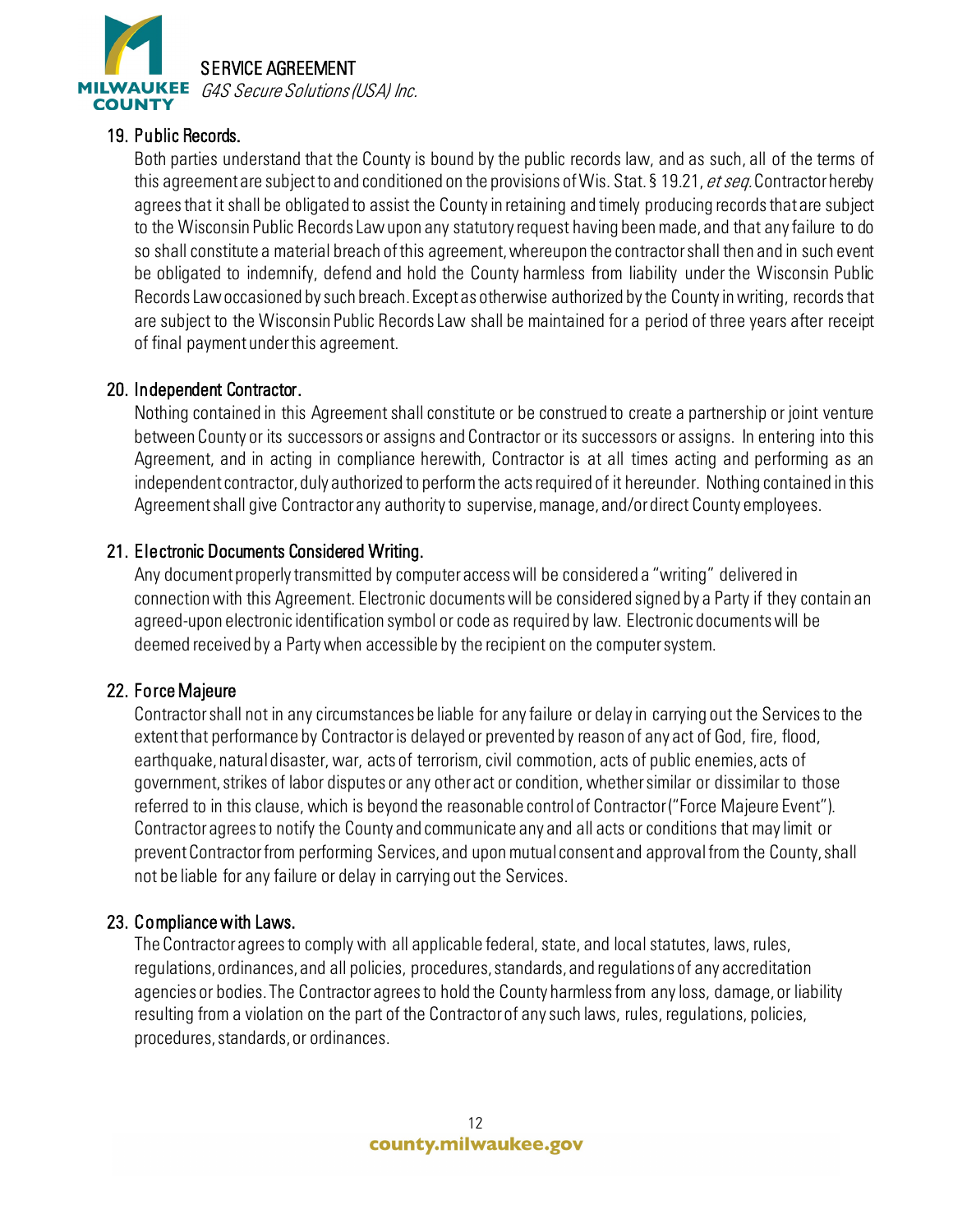## 19. Public Records.

Both parties understand that the County is bound by the public records law, and as such, all of the terms of this agreement are subject to and conditioned on the provisions of Wis. Stat. § 19.21, *et seq.* Contractor hereby agrees that it shall be obligated to assist the County in retaining and timely producing records that are subject to the Wisconsin Public Records Law upon any statutory request having been made, and that any failure to do so shall constitute a material breach of this agreement, whereupon the contractor shall then and in such event be obligated to indemnify, defend and hold the County harmless from liability under the Wisconsin Public Records Law occasioned by such breach. Except as otherwise authorized by the County in writing, records that are subject to the Wisconsin Public Records Law shall be maintained for a period of three years after receipt of final payment under this agreement.

## 20. Independent Contractor.

Nothing contained in this Agreement shall constitute or be construed to create a partnership or joint venture between County or its successors or assigns and Contractor or its successors or assigns. In entering into this Agreement, and in acting in compliance herewith, Contractor is at all times acting and performing as an independent contractor, duly authorized to perform the acts required of it hereunder. Nothing contained in this Agreement shall give Contractor any authority to supervise, manage, and/or direct County employees.

## 21. Electronic Documents Considered Writing.

Any document properly transmitted by computer access will be considered a "writing" delivered in connection with this Agreement. Electronic documents will be considered signed by a Party if they contain an agreed-upon electronic identification symbol or code as required by law. Electronic documents will be deemed received by a Party when accessible by the recipient on the computer system.

## 22. Force Majeure

Contractor shall not in any circumstances be liable for any failure or delay in carrying out the Services to the extent that performance by Contractor is delayed or prevented by reason of any act of God, fire, flood, earthquake, natural disaster, war, acts of terrorism, civil commotion, acts of public enemies, acts of government, strikes of labor disputes or any other act or condition, whether similar or dissimilar to those referred to in this clause, which is beyond the reasonable control of Contractor ("Force Majeure Event"). Contractor agrees to notify the County and communicate any and all acts or conditions that may limit or prevent Contractor from performing Services, and upon mutual consent and approval from the County, shall not be liable for any failure or delay in carrying out the Services.

## 23. Compliance with Laws.

The Contractor agrees to comply with all applicable federal, state, and local statutes, laws, rules, regulations, ordinances, and all policies, procedures, standards, and regulations of any accreditation agencies or bodies. The Contractor agrees to hold the County harmless from any loss, damage, or liability resulting from a violation on the part of the Contractor of any such laws, rules, regulations, policies, procedures, standards, or ordinances.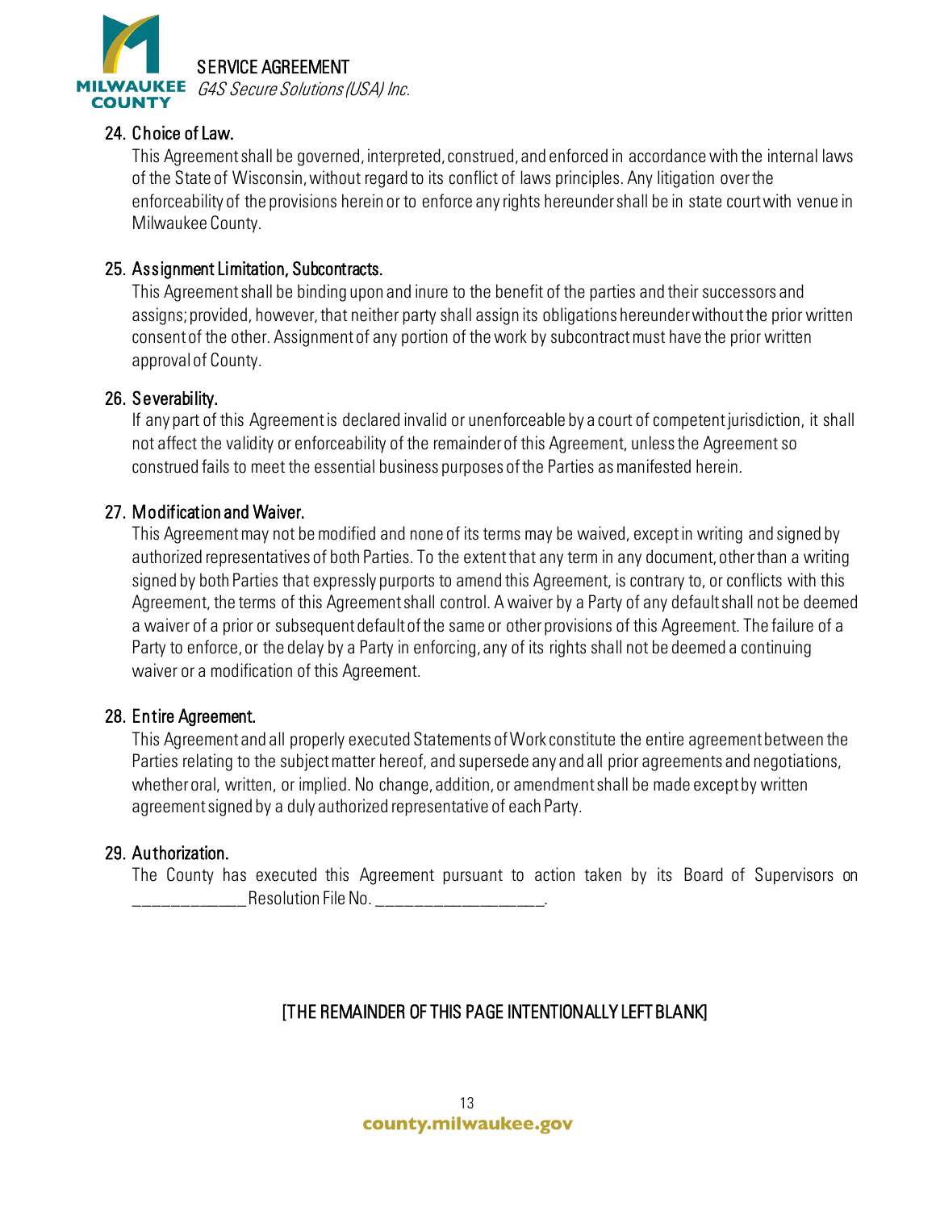24. Choice of Law.

This Agreement shall be governed, interpreted, construed, and enforced in accordance with the internal laws of the State of Wisconsin, without regard to its conflict of laws principles. Any litigation over the enforceability of the provisions herein or to enforce any rights hereunder shall be in state court with venue in Milwaukee County.

25. Assignment Limitation, Subcontracts.

This Agreement shall be binding upon and inure to the benefit of the parties and their successors and assigns; provided, however, that neither party shall assign its obligations hereunder without the prior written consent of the other. Assignment of any portion of the work by subcontract must have the prior written approval of County.

26. Severability.

If any part of this Agreement is declared invalid or unenforceable by a court of competent jurisdiction, it shall not affect the validity or enforceability of the remainder of this Agreement, unless the Agreement so construed fails to meet the essential business purposes of the Parties as manifested herein.

27. Modification and Waiver.

This Agreement may not be modified and none of its terms may be waived, except in writing and signed by authorized representatives of both Parties. To the extent that any term in any document, other than a writing signed by both Parties that expressly purports to amend this Agreement, is contrary to, or conflicts with this Agreement, the terms of this Agreement shall control. A waiver by a Party of any default shall not be deemed a waiver of a prior or subsequent default of the same or other provisions of this Agreement. The failure of a Party to enforce, or the delay by a Party in enforcing, any of its rights shall not be deemed a continuing waiver or a modification of this Agreement.

28. Entire Agreement.

This Agreement and all properly executed Statements of Work constitute the entire agreement between the Parties relating to the subject matter hereof, and supersede any and all prior agreements and negotiations, whether oral, written, or implied. No change, addition, or amendment shall be made except by written agreement signed by a duly authorized representative of each Party.

29. Authorization.

The County has executed this Agreement pursuant to action taken by its Board of Supervisors on _____________ Resolution File No. ____________________.

[THE REMAINDER OF THIS PAGE INTENTIONALLY LEFT BLANK]